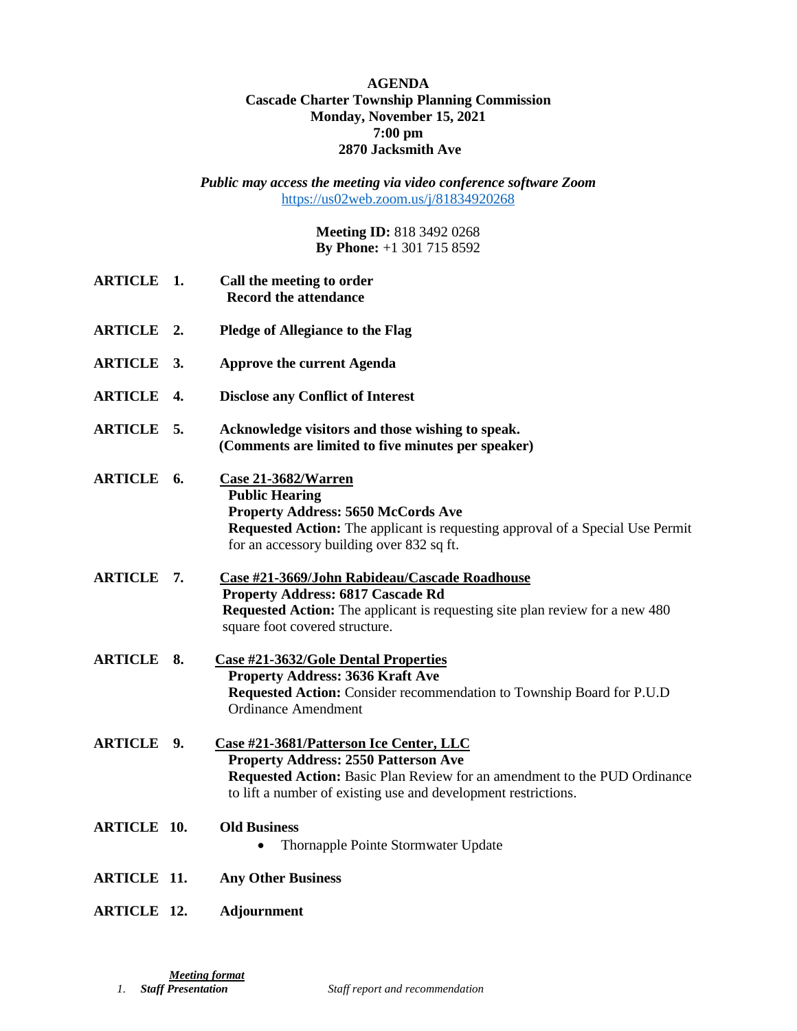**AGENDA**
**Cascade Charter Township Planning Commission**
**Monday, November 15, 2021**
**7:00 pm**
**2870 Jacksmith Ave**

*Public may access the meeting via video conference software Zoom*
https://us02web.zoom.us/j/81834920268

**Meeting ID:** 818 3492 0268
**By Phone:** +1 301 715 8592

**ARTICLE 1.** **Call the meeting to order**
**Record the attendance**

**ARTICLE 2.** **Pledge of Allegiance to the Flag**

**ARTICLE 3.** **Approve the current Agenda**

**ARTICLE 4.** **Disclose any Conflict of Interest**

**ARTICLE 5.** **Acknowledge visitors and those wishing to speak.**
**(Comments are limited to five minutes per speaker)**

**ARTICLE 6.** **Case 21-3682/Warren**
**Public Hearing**
**Property Address: 5650 McCords Ave**
**Requested Action:** The applicant is requesting approval of a Special Use Permit for an accessory building over 832 sq ft.

**ARTICLE 7.** **Case #21-3669/John Rabideau/Cascade Roadhouse**
**Property Address: 6817 Cascade Rd**
**Requested Action:** The applicant is requesting site plan review for a new 480 square foot covered structure.

**ARTICLE 8.** **Case #21-3632/Gole Dental Properties**
**Property Address: 3636 Kraft Ave**
**Requested Action:** Consider recommendation to Township Board for P.U.D Ordinance Amendment

**ARTICLE 9.** **Case #21-3681/Patterson Ice Center, LLC**
**Property Address: 2550 Patterson Ave**
**Requested Action:** Basic Plan Review for an amendment to the PUD Ordinance to lift a number of existing use and development restrictions.

**ARTICLE 10.** **Old Business**

- Thornapple Pointe Stormwater Update

**ARTICLE 11.** **Any Other Business**

**ARTICLE 12.** **Adjournment**

***Meeting format***

1. ***Staff Presentation*** *Staff report and recommendation*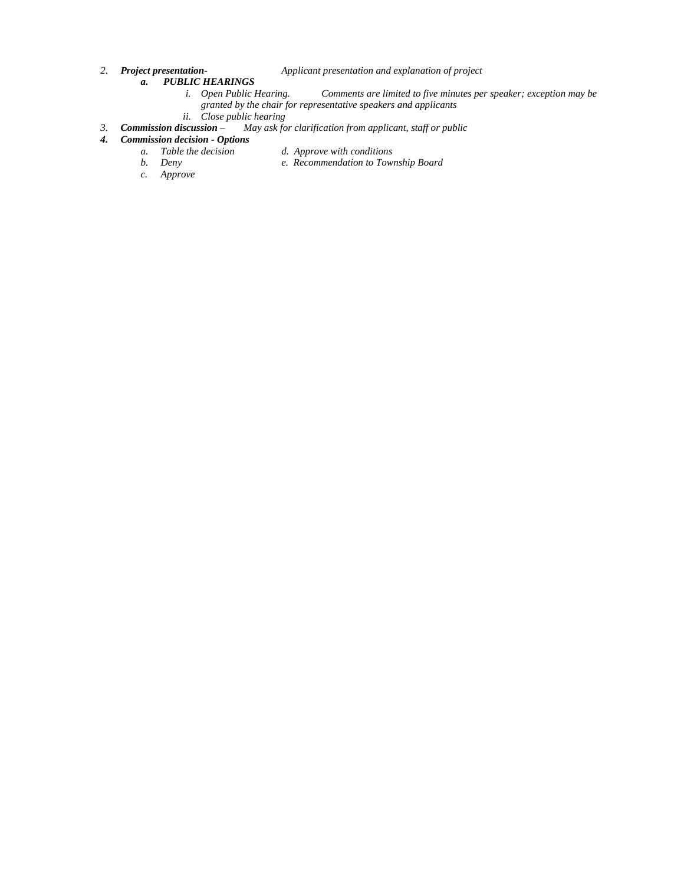2. ***Project presentation-*** *Applicant presentation and explanation of project*
    a. ***PUBLIC HEARINGS***
        i. *Open Public Hearing.* *Comments are limited to five minutes per speaker; exception may be granted by the chair for representative speakers and applicants*
        ii. *Close public hearing*
3. ***Commission discussion*** *– May ask for clarification from applicant, staff or public*
4. ***Commission decision - Options***
    a. *Table the decision*
    b. *Deny*
    c. *Approve*
    d. *Approve with conditions*
    e. *Recommendation to Township Board*